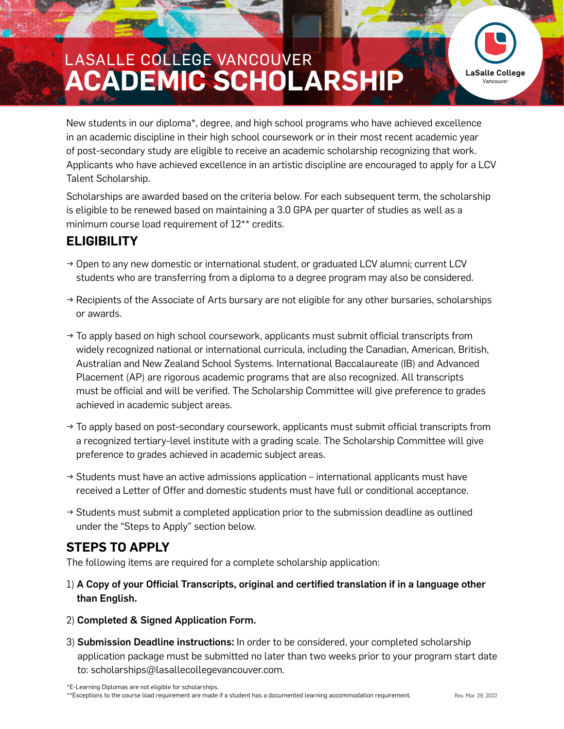LASALLE COLLEGE VANCOUVER

# ACADEMIC SCHOLARSHIP

New students in our diploma*, degree, and high school programs who have achieved excellence in an academic discipline in their high school coursework or in their most recent academic year of post-secondary study are eligible to receive an academic scholarship recognizing that work. Applicants who have achieved excellence in an artistic discipline are encouraged to apply for a LCV Talent Scholarship.

Scholarships are awarded based on the criteria below. For each subsequent term, the scholarship is eligible to be renewed based on maintaining a 3.0 GPA per quarter of studies as well as a minimum course load requirement of 12** credits.

## ELIGIBILITY

→ Open to any new domestic or international student, or graduated LCV alumni; current LCV students who are transferring from a diploma to a degree program may also be considered.

→ Recipients of the Associate of Arts bursary are not eligible for any other bursaries, scholarships or awards.

→ To apply based on high school coursework, applicants must submit official transcripts from widely recognized national or international curricula, including the Canadian, American, British, Australian and New Zealand School Systems. International Baccalaureate (IB) and Advanced Placement (AP) are rigorous academic programs that are also recognized. All transcripts must be official and will be verified. The Scholarship Committee will give preference to grades achieved in academic subject areas.

→ To apply based on post-secondary coursework, applicants must submit official transcripts from a recognized tertiary-level institute with a grading scale. The Scholarship Committee will give preference to grades achieved in academic subject areas.

→ Students must have an active admissions application – international applicants must have received a Letter of Offer and domestic students must have full or conditional acceptance.

→ Students must submit a completed application prior to the submission deadline as outlined under the "Steps to Apply" section below.

## STEPS TO APPLY

The following items are required for a complete scholarship application:

1) **A Copy of your Official Transcripts, original and certified translation if in a language other than English.**

2) **Completed & Signed Application Form.**

3) **Submission Deadline instructions:** In order to be considered, your completed scholarship application package must be submitted no later than two weeks prior to your program start date to: scholarships@lasallecollegevancouver.com.

*E-Learning Diplomas are not eligible for scholarships.
**Exceptions to the course load requirement are made if a student has a documented learning accommodation requirement.

Rev. Mar. 29, 2022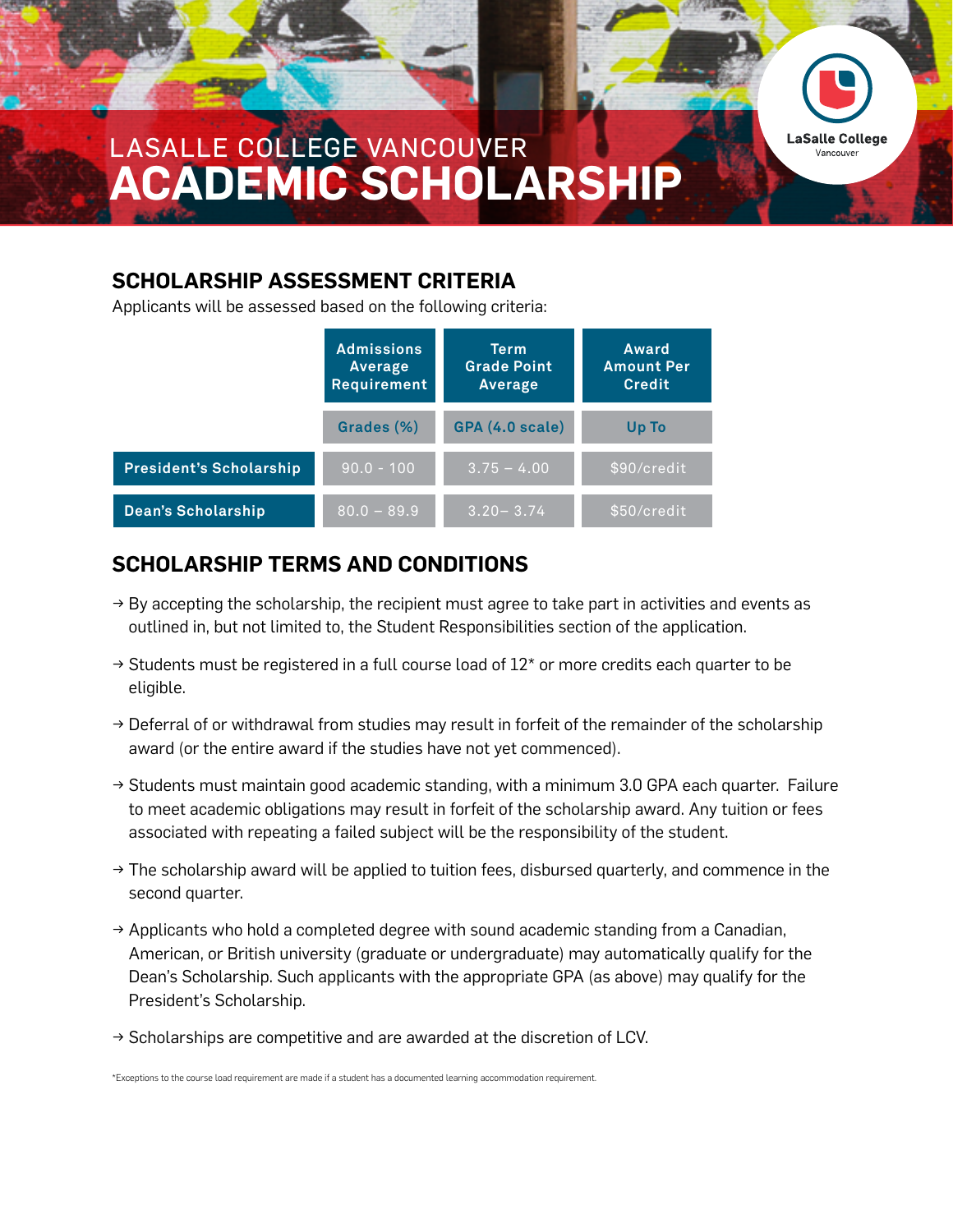LASALLE COLLEGE VANCOUVER

# ACADEMIC SCHOLARSHIP

## SCHOLARSHIP ASSESSMENT CRITERIA

Applicants will be assessed based on the following criteria:

| | Admissions Average Requirement | Term Grade Point Average | Award Amount Per Credit |
|---|---|---|---|
| | Grades (%) | GPA (4.0 scale) | Up To |
| **President's Scholarship** | 90.0 - 100 | 3.75 – 4.00 | $90/credit |
| **Dean's Scholarship** | 80.0 – 89.9 | 3.20– 3.74 | $50/credit |

## SCHOLARSHIP TERMS AND CONDITIONS

- By accepting the scholarship, the recipient must agree to take part in activities and events as outlined in, but not limited to, the Student Responsibilities section of the application.
- Students must be registered in a full course load of 12* or more credits each quarter to be eligible.
- Deferral of or withdrawal from studies may result in forfeit of the remainder of the scholarship award (or the entire award if the studies have not yet commenced).
- Students must maintain good academic standing, with a minimum 3.0 GPA each quarter. Failure to meet academic obligations may result in forfeit of the scholarship award. Any tuition or fees associated with repeating a failed subject will be the responsibility of the student.
- The scholarship award will be applied to tuition fees, disbursed quarterly, and commence in the second quarter.
- Applicants who hold a completed degree with sound academic standing from a Canadian, American, or British university (graduate or undergraduate) may automatically qualify for the Dean's Scholarship. Such applicants with the appropriate GPA (as above) may qualify for the President's Scholarship.
- Scholarships are competitive and are awarded at the discretion of LCV.

*Exceptions to the course load requirement are made if a student has a documented learning accommodation requirement.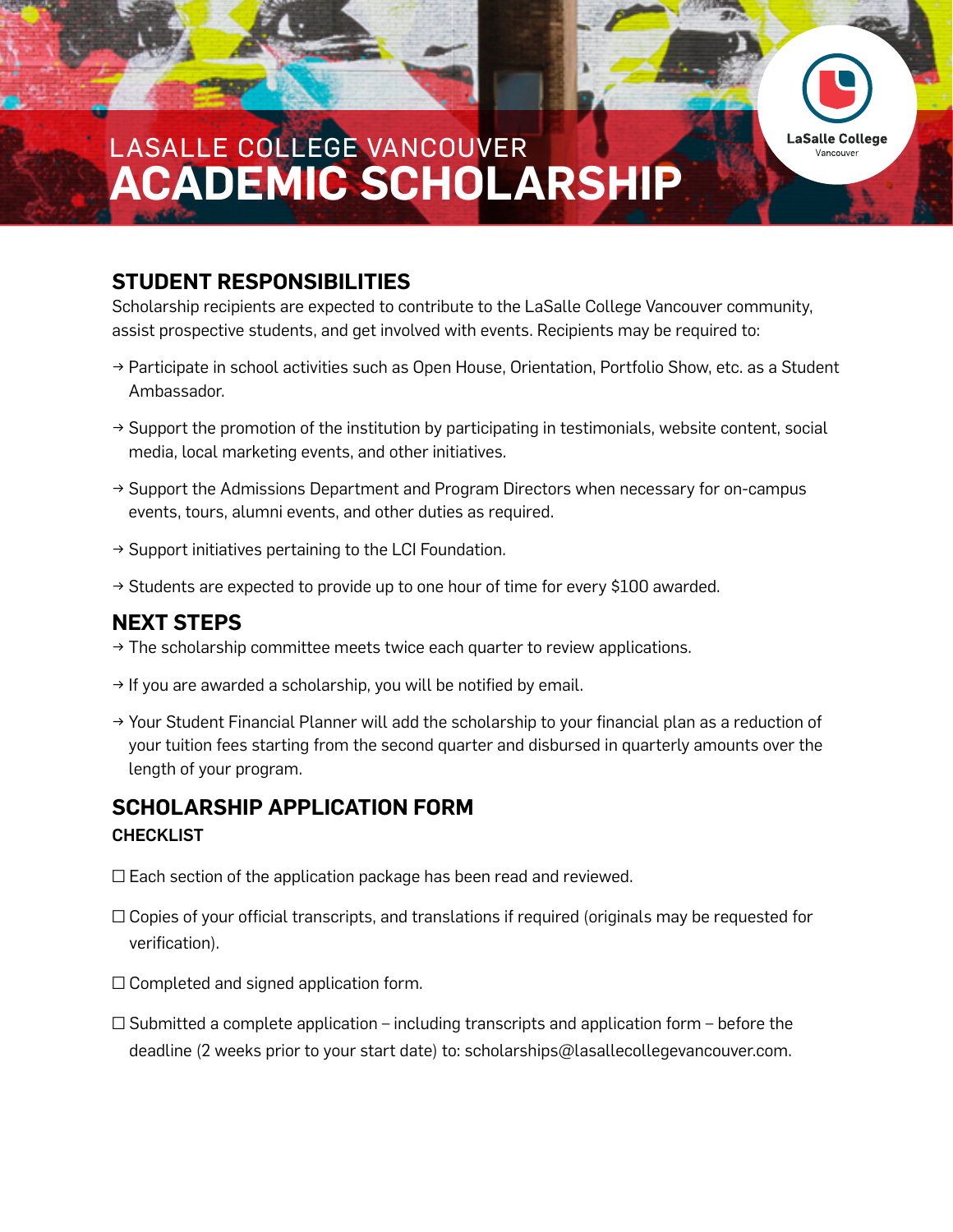LASALLE COLLEGE VANCOUVER

# ACADEMIC SCHOLARSHIP

## STUDENT RESPONSIBILITIES

Scholarship recipients are expected to contribute to the LaSalle College Vancouver community, assist prospective students, and get involved with events. Recipients may be required to:

→ Participate in school activities such as Open House, Orientation, Portfolio Show, etc. as a Student Ambassador.

→ Support the promotion of the institution by participating in testimonials, website content, social media, local marketing events, and other initiatives.

→ Support the Admissions Department and Program Directors when necessary for on-campus events, tours, alumni events, and other duties as required.

→ Support initiatives pertaining to the LCI Foundation.

→ Students are expected to provide up to one hour of time for every $100 awarded.

## NEXT STEPS

→ The scholarship committee meets twice each quarter to review applications.

→ If you are awarded a scholarship, you will be notified by email.

→ Your Student Financial Planner will add the scholarship to your financial plan as a reduction of your tuition fees starting from the second quarter and disbursed in quarterly amounts over the length of your program.

## SCHOLARSHIP APPLICATION FORM

### CHECKLIST

☐ Each section of the application package has been read and reviewed.

☐ Copies of your official transcripts, and translations if required (originals may be requested for verification).

☐ Completed and signed application form.

☐ Submitted a complete application – including transcripts and application form – before the deadline (2 weeks prior to your start date) to: scholarships@lasallecollegevancouver.com.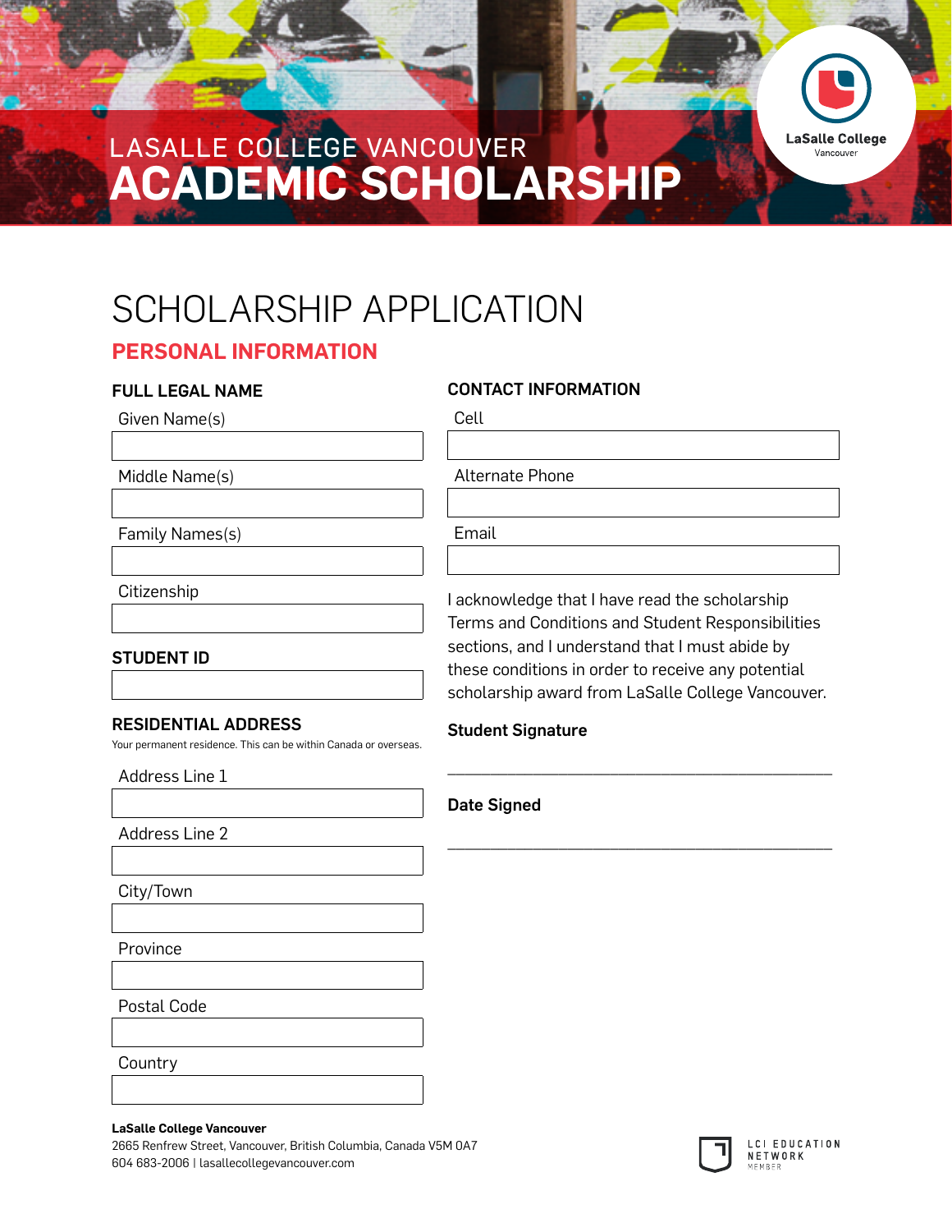LASALLE COLLEGE VANCOUVER

# ACADEMIC SCHOLARSHIP

LaSalle College
Vancouver

## SCHOLARSHIP APPLICATION

### PERSONAL INFORMATION

**FULL LEGAL NAME**

Given Name(s)

Middle Name(s)

Family Names(s)

Citizenship

**STUDENT ID**

**RESIDENTIAL ADDRESS**

Your permanent residence. This can be within Canada or overseas.

Address Line 1

Address Line 2

City/Town

Province

Postal Code

Country

**CONTACT INFORMATION**

Cell

Alternate Phone

Email

I acknowledge that I have read the scholarship Terms and Conditions and Student Responsibilities sections, and I understand that I must abide by these conditions in order to receive any potential scholarship award from LaSalle College Vancouver.

**Student Signature**

___________________________________________

**Date Signed**

___________________________________________

**LaSalle College Vancouver**
2665 Renfrew Street, Vancouver, British Columbia, Canada V5M 0A7
604 683-2006 | lasallecollegevancouver.com

LCI EDUCATION NETWORK MEMBER